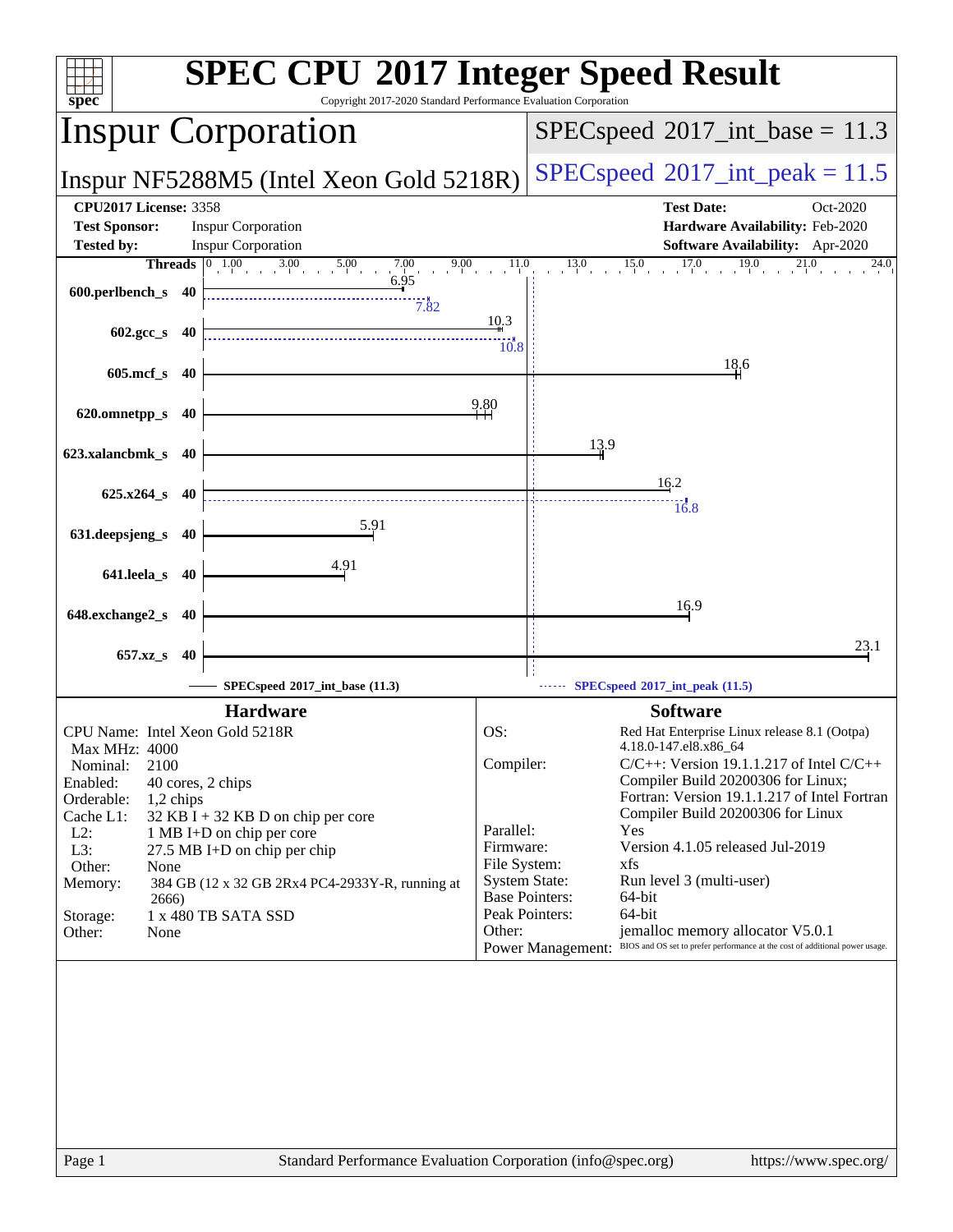# SPEC CPU 2017 Integer Speed Result

Copyright 2017-2020 Standard Performance Evaluation Corporation

## Inspur Corporation

**Inspur NF5288M5 (Intel Xeon Gold 5218R)**

**SPECspeed 2017_int_base = 11.3**

**SPECspeed 2017_int_peak = 11.5**

| | | | |
|---|---|---|---|
| **CPU2017 License:** 3358 | | **Test Date:** | Oct-2020 |
| **Test Sponsor:** | Inspur Corporation | **Hardware Availability:** | Feb-2020 |
| **Tested by:** | Inspur Corporation | **Software Availability:** | Apr-2020 |

| Benchmark | Threads | Base | Peak |
|---|---|---|---|
| 600.perlbench_s | 40 | 6.95 | 7.82 |
| 602.gcc_s | 40 | 10.3 | 10.8 |
| 605.mcf_s | 40 | 18.6 | |
| 620.omnetpp_s | 40 | 9.80 | |
| 623.xalancbmk_s | 40 | 13.9 | |
| 625.x264_s | 40 | 16.2 | 16.8 |
| 631.deepsjeng_s | 40 | 5.91 | |
| 641.leela_s | 40 | 4.91 | |
| 648.exchange2_s | 40 | 16.9 | |
| 657.xz_s | 40 | 23.1 | |

SPECspeed 2017_int_base (11.3) — SPECspeed 2017_int_peak (11.5)

### Hardware

| | |
|---|---|
| CPU Name: | Intel Xeon Gold 5218R |
| Max MHz: | 4000 |
| Nominal: | 2100 |
| Enabled: | 40 cores, 2 chips |
| Orderable: | 1,2 chips |
| Cache L1: | 32 KB I + 32 KB D on chip per core |
| L2: | 1 MB I+D on chip per core |
| L3: | 27.5 MB I+D on chip per chip |
| Other: | None |
| Memory: | 384 GB (12 x 32 GB 2Rx4 PC4-2933Y-R, running at 2666) |
| Storage: | 1 x 480 TB SATA SSD |
| Other: | None |

### Software

| | |
|---|---|
| OS: | Red Hat Enterprise Linux release 8.1 (Ootpa) 4.18.0-147.el8.x86_64 |
| Compiler: | C/C++: Version 19.1.1.217 of Intel C/C++ Compiler Build 20200306 for Linux; Fortran: Version 19.1.1.217 of Intel Fortran Compiler Build 20200306 for Linux |
| Parallel: | Yes |
| Firmware: | Version 4.1.05 released Jul-2019 |
| File System: | xfs |
| System State: | Run level 3 (multi-user) |
| Base Pointers: | 64-bit |
| Peak Pointers: | 64-bit |
| Other: | jemalloc memory allocator V5.0.1 |
| Power Management: | BIOS and OS set to prefer performance at the cost of additional power usage. |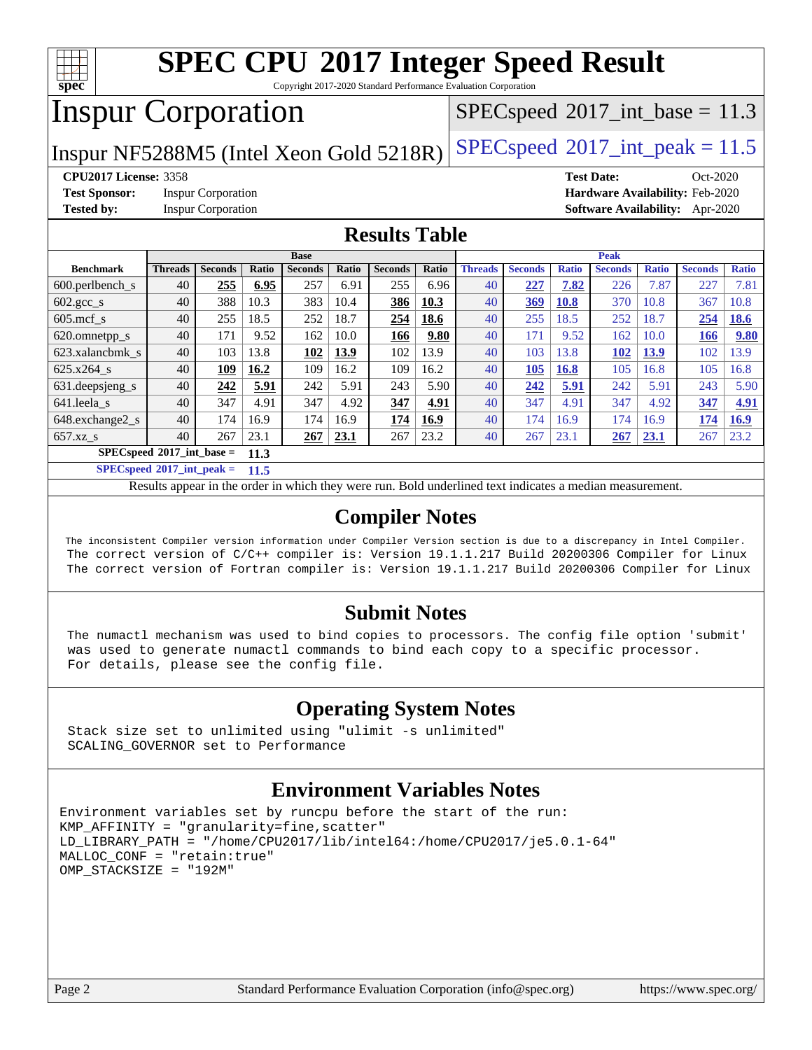# SPEC CPU 2017 Integer Speed Result

Copyright 2017-2020 Standard Performance Evaluation Corporation

## Inspur Corporation

Inspur NF5288M5 (Intel Xeon Gold 5218R)

SPECspeed 2017_int_base = 11.3

SPECspeed 2017_int_peak = 11.5

**CPU2017 License:** 3358
**Test Sponsor:** Inspur Corporation
**Tested by:** Inspur Corporation

**Test Date:** Oct-2020
**Hardware Availability:** Feb-2020
**Software Availability:** Apr-2020

## Results Table

| Benchmark | Base | | | | | | | Peak | | | | | | |
|---|---|---|---|---|---|---|---|---|---|---|---|---|---|---|
| | Threads | Seconds | Ratio | Seconds | Ratio | Seconds | Ratio | Threads | Seconds | Ratio | Seconds | Ratio | Seconds | Ratio |
| 600.perlbench_s | 40 | **255** | **6.95** | 257 | 6.91 | 255 | 6.96 | 40 | **227** | **7.82** | 226 | 7.87 | 227 | 7.81 |
| 602.gcc_s | 40 | 388 | 10.3 | 383 | 10.4 | **386** | **10.3** | 40 | **369** | **10.8** | 370 | 10.8 | 367 | 10.8 |
| 605.mcf_s | 40 | 255 | 18.5 | 252 | 18.7 | **254** | **18.6** | 40 | 255 | 18.5 | 252 | 18.7 | **254** | **18.6** |
| 620.omnetpp_s | 40 | 171 | 9.52 | 162 | 10.0 | **166** | **9.80** | 40 | 171 | 9.52 | 162 | 10.0 | **166** | **9.80** |
| 623.xalancbmk_s | 40 | 103 | 13.8 | **102** | **13.9** | 102 | 13.9 | 40 | 103 | 13.8 | **102** | **13.9** | 102 | 13.9 |
| 625.x264_s | 40 | **109** | **16.2** | 109 | 16.2 | 109 | 16.2 | 40 | **105** | **16.8** | 105 | 16.8 | 105 | 16.8 |
| 631.deepsjeng_s | 40 | **242** | **5.91** | 242 | 5.91 | 243 | 5.90 | 40 | **242** | **5.91** | 242 | 5.91 | 243 | 5.90 |
| 641.leela_s | 40 | 347 | 4.91 | 347 | 4.92 | **347** | **4.91** | 40 | 347 | 4.91 | 347 | 4.92 | **347** | **4.91** |
| 648.exchange2_s | 40 | 174 | 16.9 | 174 | 16.9 | **174** | **16.9** | 40 | 174 | 16.9 | 174 | 16.9 | **174** | **16.9** |
| 657.xz_s | 40 | 267 | 23.1 | **267** | **23.1** | 267 | 23.2 | 40 | 267 | 23.1 | **267** | **23.1** | 267 | 23.2 |

**SPECspeed 2017_int_base = 11.3**

**SPECspeed 2017_int_peak = 11.5**

Results appear in the order in which they were run. Bold underlined text indicates a median measurement.

## Compiler Notes

```
The inconsistent Compiler version information under Compiler Version section is due to a discrepancy in Intel Compiler.
The correct version of C/C++ compiler is: Version 19.1.1.217 Build 20200306 Compiler for Linux
The correct version of Fortran compiler is: Version 19.1.1.217 Build 20200306 Compiler for Linux
```

## Submit Notes

```
The numactl mechanism was used to bind copies to processors. The config file option 'submit'
was used to generate numactl commands to bind each copy to a specific processor.
For details, please see the config file.
```

## Operating System Notes

```
Stack size set to unlimited using "ulimit -s unlimited"
SCALING_GOVERNOR set to Performance
```

## Environment Variables Notes

```
Environment variables set by runcpu before the start of the run:
KMP_AFFINITY = "granularity=fine,scatter"
LD_LIBRARY_PATH = "/home/CPU2017/lib/intel64:/home/CPU2017/je5.0.1-64"
MALLOC_CONF = "retain:true"
OMP_STACKSIZE = "192M"
```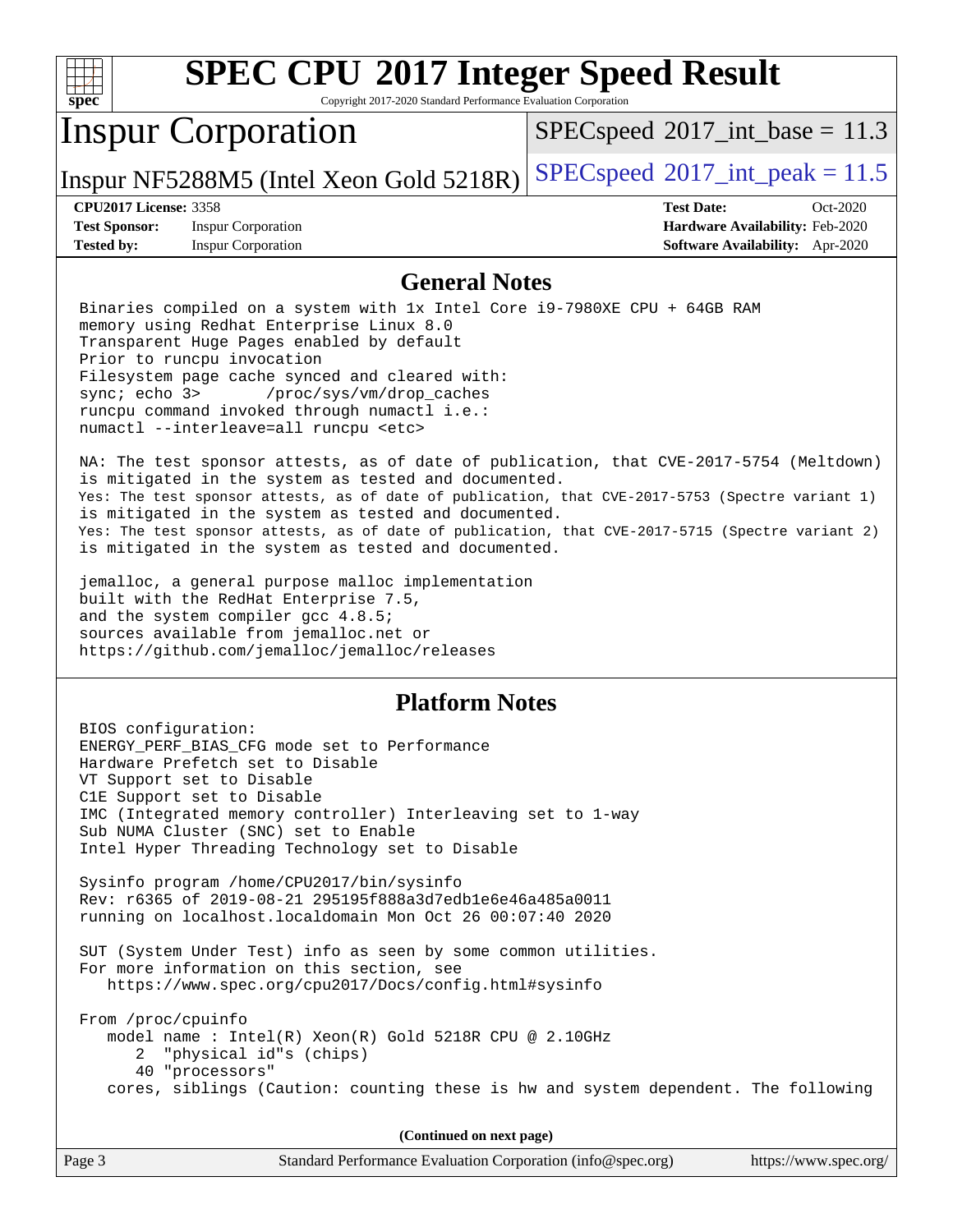# SPEC CPU 2017 Integer Speed Result

Copyright 2017-2020 Standard Performance Evaluation Corporation

## Inspur Corporation

Inspur NF5288M5 (Intel Xeon Gold 5218R)

SPECspeed 2017_int_base = 11.3

SPECspeed 2017_int_peak = 11.5

**CPU2017 License:** 3358
**Test Sponsor:** Inspur Corporation
**Tested by:** Inspur Corporation

**Test Date:** Oct-2020
**Hardware Availability:** Feb-2020
**Software Availability:** Apr-2020

## General Notes

```
Binaries compiled on a system with 1x Intel Core i9-7980XE CPU + 64GB RAM
memory using Redhat Enterprise Linux 8.0
Transparent Huge Pages enabled by default
Prior to runcpu invocation
Filesystem page cache synced and cleared with:
sync; echo 3>       /proc/sys/vm/drop_caches
runcpu command invoked through numactl i.e.:
numactl --interleave=all runcpu <etc>

NA: The test sponsor attests, as of date of publication, that CVE-2017-5754 (Meltdown)
is mitigated in the system as tested and documented.
Yes: The test sponsor attests, as of date of publication, that CVE-2017-5753 (Spectre variant 1)
is mitigated in the system as tested and documented.
Yes: The test sponsor attests, as of date of publication, that CVE-2017-5715 (Spectre variant 2)
is mitigated in the system as tested and documented.

jemalloc, a general purpose malloc implementation
built with the RedHat Enterprise 7.5,
and the system compiler gcc 4.8.5;
sources available from jemalloc.net or
https://github.com/jemalloc/jemalloc/releases
```

## Platform Notes

```
BIOS configuration:
ENERGY_PERF_BIAS_CFG mode set to Performance
Hardware Prefetch set to Disable
VT Support set to Disable
C1E Support set to Disable
IMC (Integrated memory controller) Interleaving set to 1-way
Sub NUMA Cluster (SNC) set to Enable
Intel Hyper Threading Technology set to Disable

Sysinfo program /home/CPU2017/bin/sysinfo
Rev: r6365 of 2019-08-21 295195f888a3d7edb1e6e46a485a0011
running on localhost.localdomain Mon Oct 26 00:07:40 2020

SUT (System Under Test) info as seen by some common utilities.
For more information on this section, see
   https://www.spec.org/cpu2017/Docs/config.html#sysinfo

From /proc/cpuinfo
   model name : Intel(R) Xeon(R) Gold 5218R CPU @ 2.10GHz
      2  "physical id"s (chips)
      40 "processors"
   cores, siblings (Caution: counting these is hw and system dependent. The following
```

**(Continued on next page)**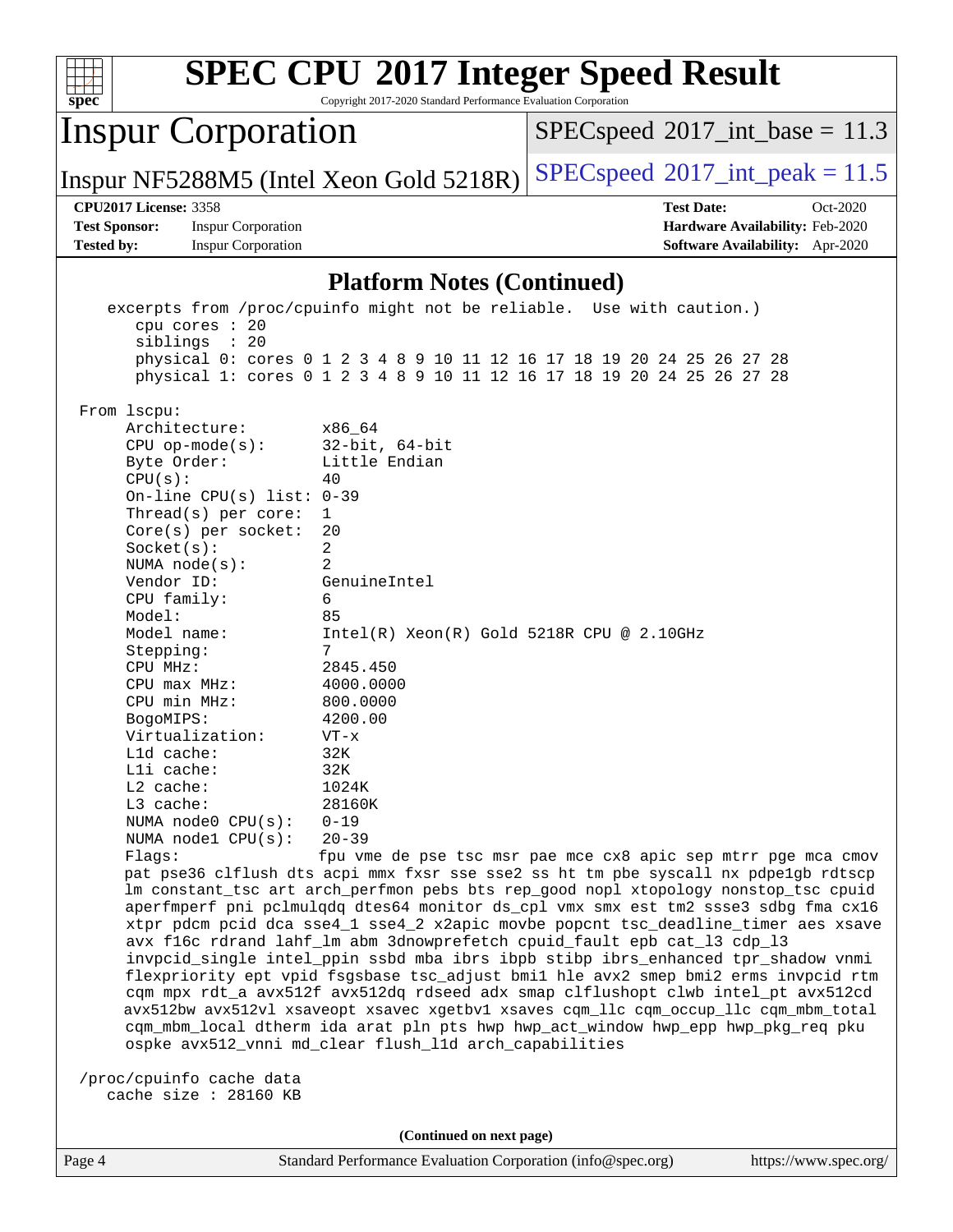## Platform Notes (Continued)

```
   excerpts from /proc/cpuinfo might not be reliable.  Use with caution.)
      cpu cores : 20
      siblings  : 20
      physical 0: cores 0 1 2 3 4 8 9 10 11 12 16 17 18 19 20 24 25 26 27 28
      physical 1: cores 0 1 2 3 4 8 9 10 11 12 16 17 18 19 20 24 25 26 27 28

From lscpu:
     Architecture:        x86_64
     CPU op-mode(s):      32-bit, 64-bit
     Byte Order:          Little Endian
     CPU(s):              40
     On-line CPU(s) list: 0-39
     Thread(s) per core:  1
     Core(s) per socket:  20
     Socket(s):           2
     NUMA node(s):        2
     Vendor ID:           GenuineIntel
     CPU family:          6
     Model:               85
     Model name:          Intel(R) Xeon(R) Gold 5218R CPU @ 2.10GHz
     Stepping:            7
     CPU MHz:             2845.450
     CPU max MHz:         4000.0000
     CPU min MHz:         800.0000
     BogoMIPS:            4200.00
     Virtualization:      VT-x
     L1d cache:           32K
     L1i cache:           32K
     L2 cache:            1024K
     L3 cache:            28160K
     NUMA node0 CPU(s):   0-19
     NUMA node1 CPU(s):   20-39
     Flags:               fpu vme de pse tsc msr pae mce cx8 apic sep mtrr pge mca cmov
     pat pse36 clflush dts acpi mmx fxsr sse sse2 ss ht tm pbe syscall nx pdpe1gb rdtscp
     lm constant_tsc art arch_perfmon pebs bts rep_good nopl xtopology nonstop_tsc cpuid
     aperfmperf pni pclmulqdq dtes64 monitor ds_cpl vmx smx est tm2 ssse3 sdbg fma cx16
     xtpr pdcm pcid dca sse4_1 sse4_2 x2apic movbe popcnt tsc_deadline_timer aes xsave
     avx f16c rdrand lahf_lm abm 3dnowprefetch cpuid_fault epb cat_l3 cdp_l3
     invpcid_single intel_ppin ssbd mba ibrs ibpb stibp ibrs_enhanced tpr_shadow vnmi
     flexpriority ept vpid fsgsbase tsc_adjust bmi1 hle avx2 smep bmi2 erms invpcid rtm
     cqm mpx rdt_a avx512f avx512dq rdseed adx smap clflushopt clwb intel_pt avx512cd
     avx512bw avx512vl xsaveopt xsavec xgetbv1 xsaves cqm_llc cqm_occup_llc cqm_mbm_total
     cqm_mbm_local dtherm ida arat pln pts hwp hwp_act_window hwp_epp hwp_pkg_req pku
     ospke avx512_vnni md_clear flush_l1d arch_capabilities

/proc/cpuinfo cache data
   cache size : 28160 KB
```

(Continued on next page)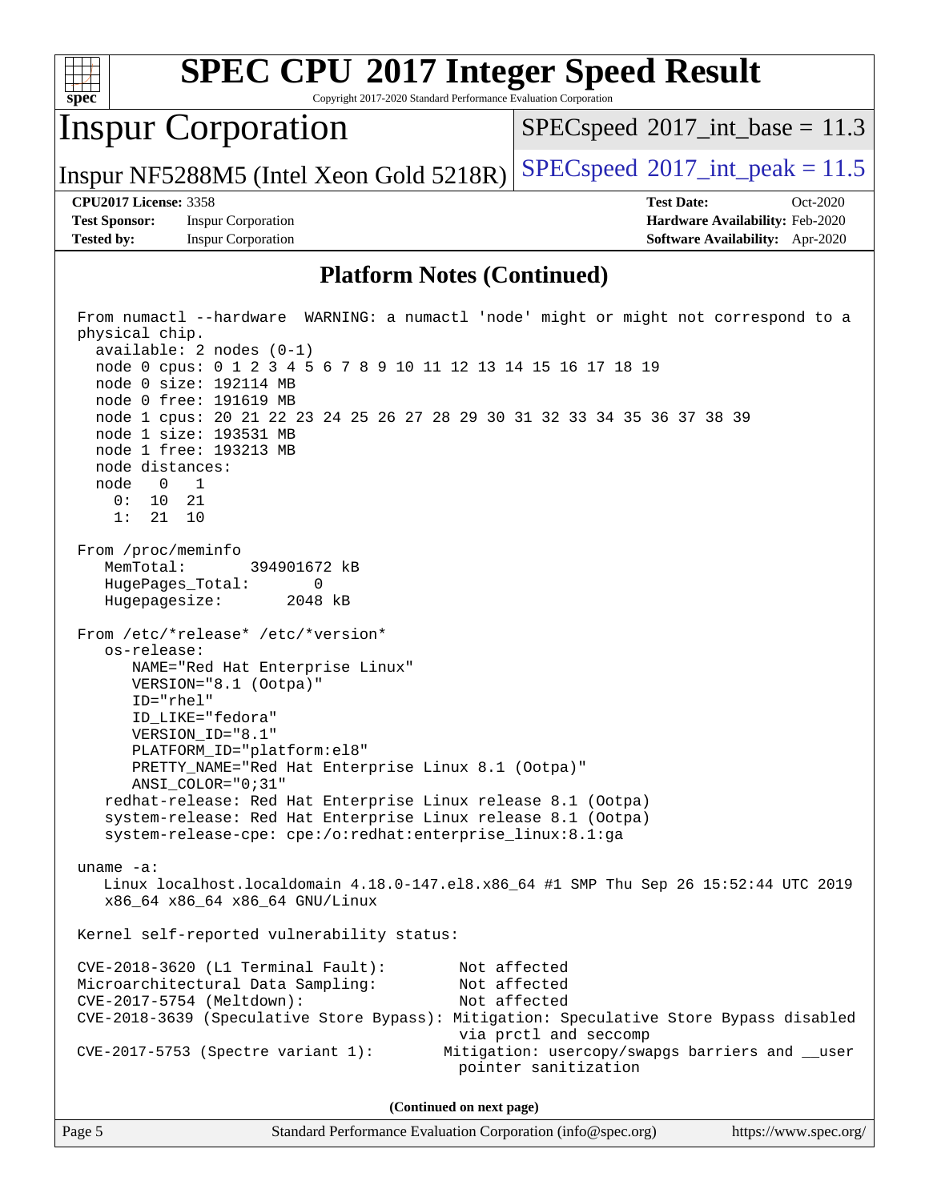## Platform Notes (Continued)

```
From numactl --hardware  WARNING: a numactl 'node' might or might not correspond to a
physical chip.
  available: 2 nodes (0-1)
  node 0 cpus: 0 1 2 3 4 5 6 7 8 9 10 11 12 13 14 15 16 17 18 19
  node 0 size: 192114 MB
  node 0 free: 191619 MB
  node 1 cpus: 20 21 22 23 24 25 26 27 28 29 30 31 32 33 34 35 36 37 38 39
  node 1 size: 193531 MB
  node 1 free: 193213 MB
  node distances:
  node   0   1
    0:  10  21
    1:  21  10

From /proc/meminfo
   MemTotal:       394901672 kB
   HugePages_Total:       0
   Hugepagesize:       2048 kB

From /etc/*release* /etc/*version*
   os-release:
      NAME="Red Hat Enterprise Linux"
      VERSION="8.1 (Ootpa)"
      ID="rhel"
      ID_LIKE="fedora"
      VERSION_ID="8.1"
      PLATFORM_ID="platform:el8"
      PRETTY_NAME="Red Hat Enterprise Linux 8.1 (Ootpa)"
      ANSI_COLOR="0;31"
   redhat-release: Red Hat Enterprise Linux release 8.1 (Ootpa)
   system-release: Red Hat Enterprise Linux release 8.1 (Ootpa)
   system-release-cpe: cpe:/o:redhat:enterprise_linux:8.1:ga

uname -a:
   Linux localhost.localdomain 4.18.0-147.el8.x86_64 #1 SMP Thu Sep 26 15:52:44 UTC 2019
   x86_64 x86_64 x86_64 GNU/Linux

Kernel self-reported vulnerability status:

CVE-2018-3620 (L1 Terminal Fault):         Not affected
Microarchitectural Data Sampling:          Not affected
CVE-2017-5754 (Meltdown):                  Not affected
CVE-2018-3639 (Speculative Store Bypass): Mitigation: Speculative Store Bypass disabled
                                           via prctl and seccomp
CVE-2017-5753 (Spectre variant 1):        Mitigation: usercopy/swapgs barriers and __user
                                           pointer sanitization
```

(Continued on next page)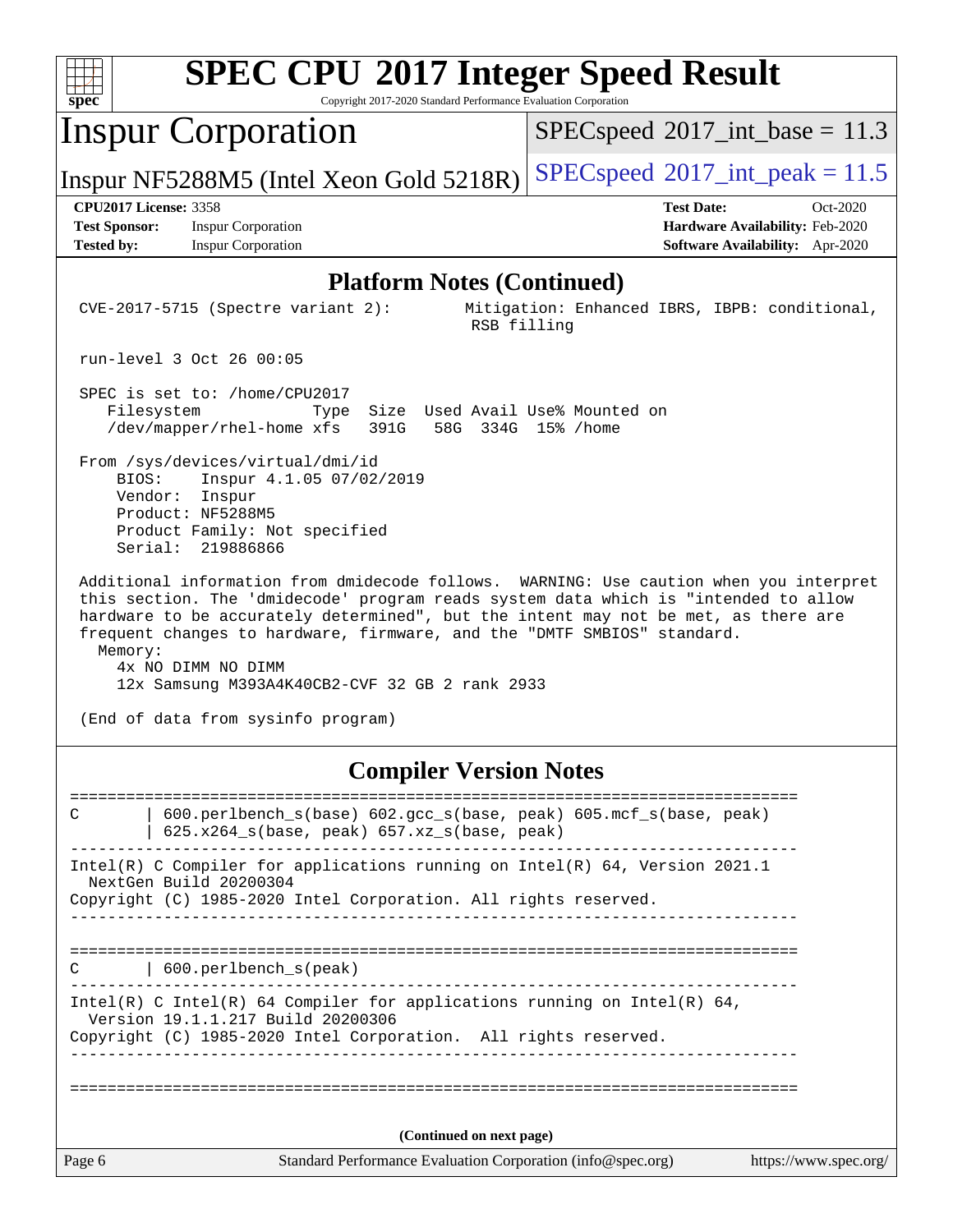# SPEC CPU 2017 Integer Speed Result

Copyright 2017-2020 Standard Performance Evaluation Corporation

## Inspur Corporation

Inspur NF5288M5 (Intel Xeon Gold 5218R)

SPECspeed 2017_int_base = 11.3

SPECspeed 2017_int_peak = 11.5

**CPU2017 License:** 3358
**Test Sponsor:** Inspur Corporation
**Tested by:** Inspur Corporation

**Test Date:** Oct-2020
**Hardware Availability:** Feb-2020
**Software Availability:** Apr-2020

### Platform Notes (Continued)

```
CVE-2017-5715 (Spectre variant 2):        Mitigation: Enhanced IBRS, IBPB: conditional,
                                           RSB filling

run-level 3 Oct 26 00:05

SPEC is set to: /home/CPU2017
   Filesystem             Type  Size  Used Avail Use% Mounted on
   /dev/mapper/rhel-home xfs   391G   58G  334G  15% /home

From /sys/devices/virtual/dmi/id
    BIOS:    Inspur 4.1.05 07/02/2019
    Vendor:  Inspur
    Product: NF5288M5
    Product Family: Not specified
    Serial:  219886866

Additional information from dmidecode follows.  WARNING: Use caution when you interpret
this section. The 'dmidecode' program reads system data which is "intended to allow
hardware to be accurately determined", but the intent may not be met, as there are
frequent changes to hardware, firmware, and the "DMTF SMBIOS" standard.
  Memory:
    4x NO DIMM NO DIMM
    12x Samsung M393A4K40CB2-CVF 32 GB 2 rank 2933

(End of data from sysinfo program)
```

### Compiler Version Notes

```
==============================================================================
C       | 600.perlbench_s(base) 602.gcc_s(base, peak) 605.mcf_s(base, peak)
        | 625.x264_s(base, peak) 657.xz_s(base, peak)
------------------------------------------------------------------------------
Intel(R) C Compiler for applications running on Intel(R) 64, Version 2021.1
  NextGen Build 20200304
Copyright (C) 1985-2020 Intel Corporation. All rights reserved.
------------------------------------------------------------------------------

==============================================================================
C       | 600.perlbench_s(peak)
------------------------------------------------------------------------------
Intel(R) C Intel(R) 64 Compiler for applications running on Intel(R) 64,
  Version 19.1.1.217 Build 20200306
Copyright (C) 1985-2020 Intel Corporation.  All rights reserved.
------------------------------------------------------------------------------

==============================================================================
```

(Continued on next page)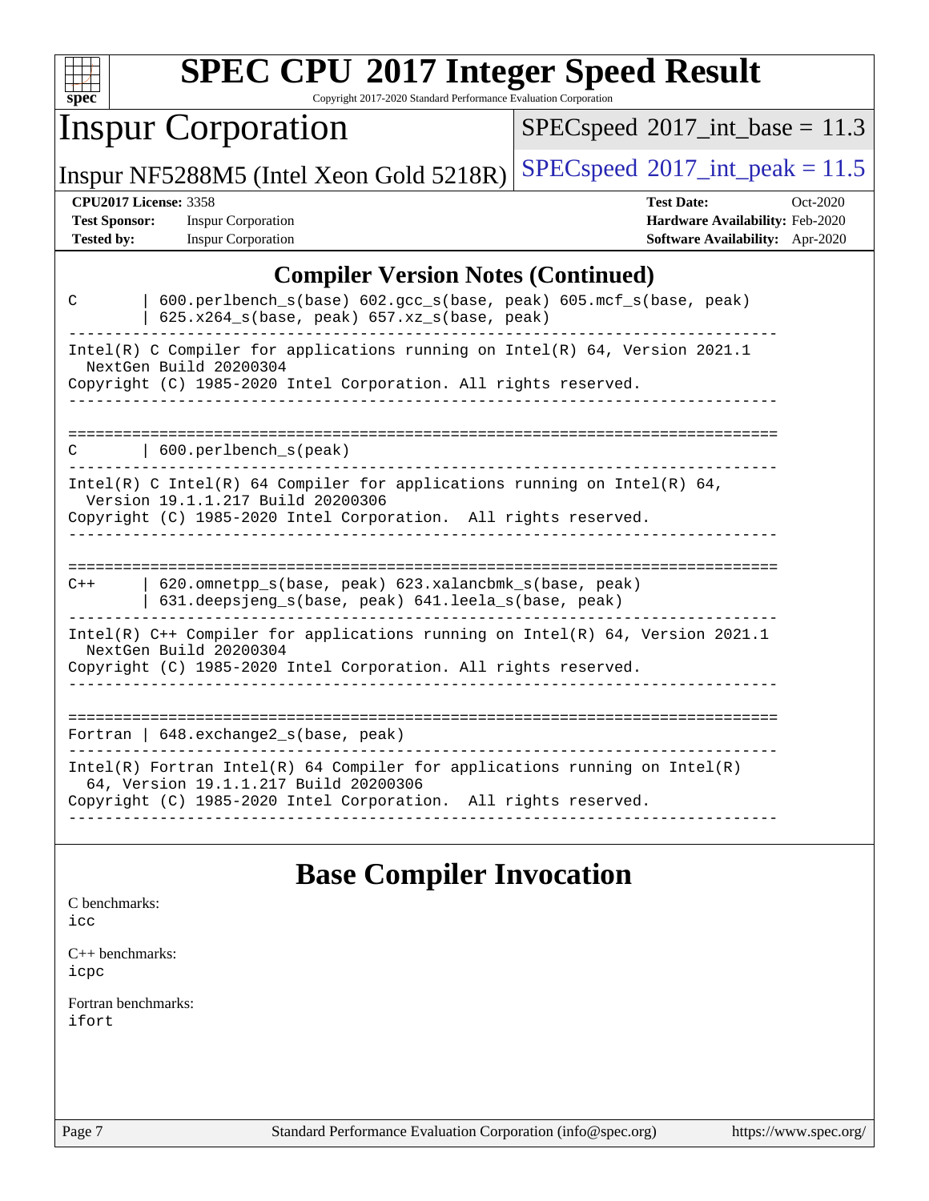# SPEC CPU 2017 Integer Speed Result

Copyright 2017-2020 Standard Performance Evaluation Corporation

## Inspur Corporation

Inspur NF5288M5 (Intel Xeon Gold 5218R)

SPECspeed 2017_int_base = 11.3

SPECspeed 2017_int_peak = 11.5

**CPU2017 License:** 3358
**Test Sponsor:** Inspur Corporation
**Tested by:** Inspur Corporation

**Test Date:** Oct-2020
**Hardware Availability:** Feb-2020
**Software Availability:** Apr-2020

## Compiler Version Notes (Continued)

```
C       | 600.perlbench_s(base) 602.gcc_s(base, peak) 605.mcf_s(base, peak)
        | 625.x264_s(base, peak) 657.xz_s(base, peak)
------------------------------------------------------------------------------
Intel(R) C Compiler for applications running on Intel(R) 64, Version 2021.1
  NextGen Build 20200304
Copyright (C) 1985-2020 Intel Corporation. All rights reserved.
------------------------------------------------------------------------------

==============================================================================
C       | 600.perlbench_s(peak)
------------------------------------------------------------------------------
Intel(R) C Intel(R) 64 Compiler for applications running on Intel(R) 64,
  Version 19.1.1.217 Build 20200306
Copyright (C) 1985-2020 Intel Corporation.  All rights reserved.
------------------------------------------------------------------------------

==============================================================================
C++     | 620.omnetpp_s(base, peak) 623.xalancbmk_s(base, peak)
        | 631.deepsjeng_s(base, peak) 641.leela_s(base, peak)
------------------------------------------------------------------------------
Intel(R) C++ Compiler for applications running on Intel(R) 64, Version 2021.1
  NextGen Build 20200304
Copyright (C) 1985-2020 Intel Corporation. All rights reserved.
------------------------------------------------------------------------------

==============================================================================
Fortran | 648.exchange2_s(base, peak)
------------------------------------------------------------------------------
Intel(R) Fortran Intel(R) 64 Compiler for applications running on Intel(R)
  64, Version 19.1.1.217 Build 20200306
Copyright (C) 1985-2020 Intel Corporation.  All rights reserved.
------------------------------------------------------------------------------
```

## Base Compiler Invocation

C benchmarks:
icc

C++ benchmarks:
icpc

Fortran benchmarks:
ifort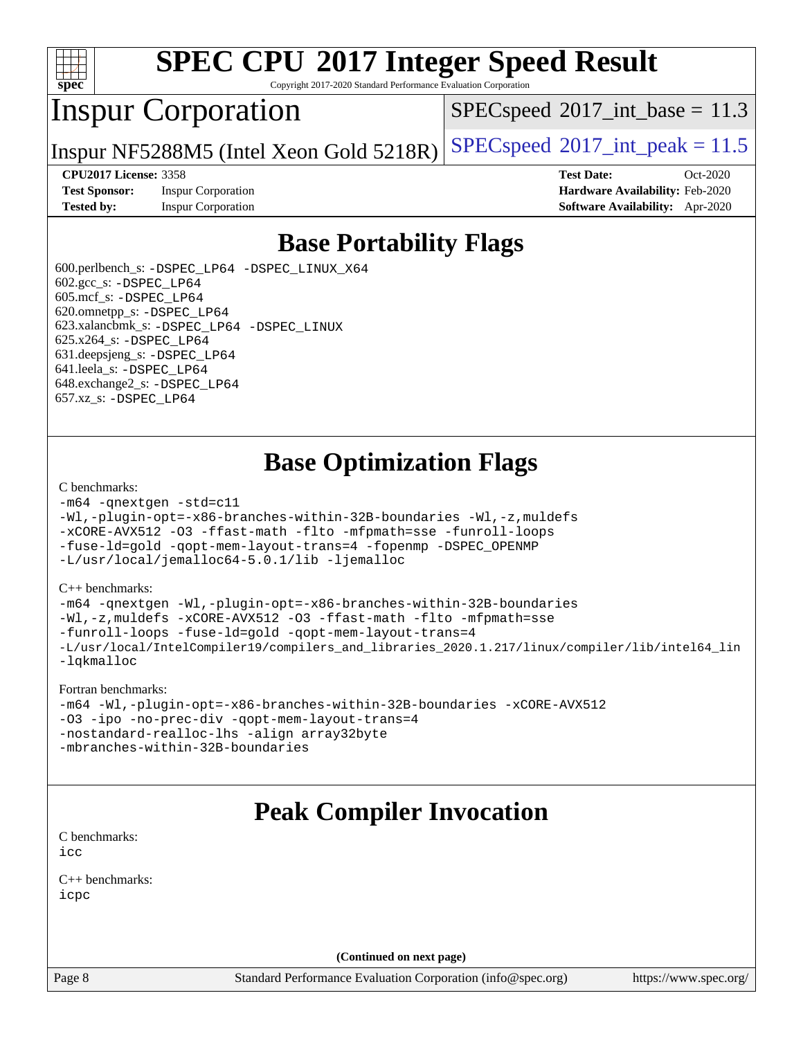# SPEC CPU 2017 Integer Speed Result

Copyright 2017-2020 Standard Performance Evaluation Corporation

## Inspur Corporation

Inspur NF5288M5 (Intel Xeon Gold 5218R)

SPECspeed 2017_int_base = 11.3

SPECspeed 2017_int_peak = 11.5

**CPU2017 License:** 3358
**Test Sponsor:** Inspur Corporation
**Tested by:** Inspur Corporation

**Test Date:** Oct-2020
**Hardware Availability:** Feb-2020
**Software Availability:** Apr-2020

## Base Portability Flags

600.perlbench_s: -DSPEC_LP64 -DSPEC_LINUX_X64
602.gcc_s: -DSPEC_LP64
605.mcf_s: -DSPEC_LP64
620.omnetpp_s: -DSPEC_LP64
623.xalancbmk_s: -DSPEC_LP64 -DSPEC_LINUX
625.x264_s: -DSPEC_LP64
631.deepsjeng_s: -DSPEC_LP64
641.leela_s: -DSPEC_LP64
648.exchange2_s: -DSPEC_LP64
657.xz_s: -DSPEC_LP64

## Base Optimization Flags

C benchmarks:

```
-m64 -qnextgen -std=c11
-Wl,-plugin-opt=-x86-branches-within-32B-boundaries -Wl,-z,muldefs
-xCORE-AVX512 -O3 -ffast-math -flto -mfpmath=sse -funroll-loops
-fuse-ld=gold -qopt-mem-layout-trans=4 -fopenmp -DSPEC_OPENMP
-L/usr/local/jemalloc64-5.0.1/lib -ljemalloc
```

C++ benchmarks:

```
-m64 -qnextgen -Wl,-plugin-opt=-x86-branches-within-32B-boundaries
-Wl,-z,muldefs -xCORE-AVX512 -O3 -ffast-math -flto -mfpmath=sse
-funroll-loops -fuse-ld=gold -qopt-mem-layout-trans=4
-L/usr/local/IntelCompiler19/compilers_and_libraries_2020.1.217/linux/compiler/lib/intel64_lin
-lqkmalloc
```

Fortran benchmarks:

```
-m64 -Wl,-plugin-opt=-x86-branches-within-32B-boundaries -xCORE-AVX512
-O3 -ipo -no-prec-div -qopt-mem-layout-trans=4
-nostandard-realloc-lhs -align array32byte
-mbranches-within-32B-boundaries
```

## Peak Compiler Invocation

C benchmarks:

```
icc
```

C++ benchmarks:

```
icpc
```

**(Continued on next page)**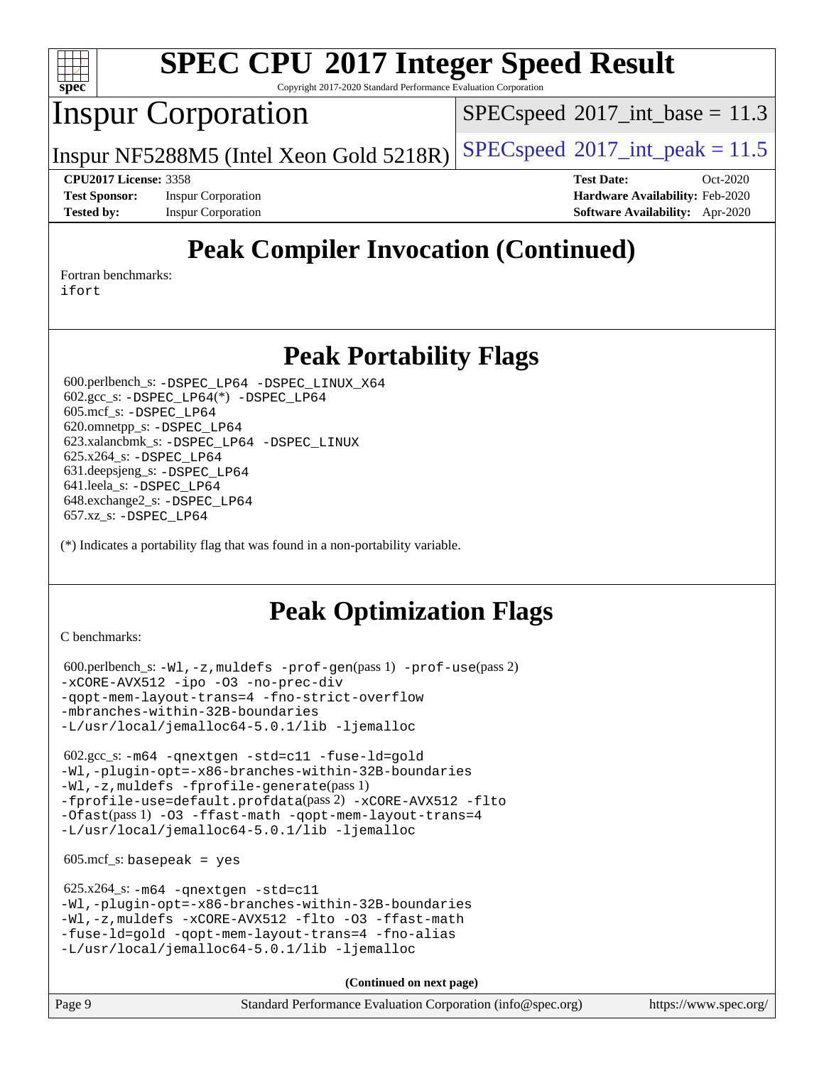# Peak Compiler Invocation (Continued)

Fortran benchmarks:
ifort

# Peak Portability Flags

600.perlbench_s: -DSPEC_LP64 -DSPEC_LINUX_X64
602.gcc_s: -DSPEC_LP64(*) -DSPEC_LP64
605.mcf_s: -DSPEC_LP64
620.omnetpp_s: -DSPEC_LP64
623.xalancbmk_s: -DSPEC_LP64 -DSPEC_LINUX
625.x264_s: -DSPEC_LP64
631.deepsjeng_s: -DSPEC_LP64
641.leela_s: -DSPEC_LP64
648.exchange2_s: -DSPEC_LP64
657.xz_s: -DSPEC_LP64

(*) Indicates a portability flag that was found in a non-portability variable.

# Peak Optimization Flags

C benchmarks:

600.perlbench_s: -Wl,-z,muldefs -prof-gen(pass 1) -prof-use(pass 2)
-xCORE-AVX512 -ipo -O3 -no-prec-div
-qopt-mem-layout-trans=4 -fno-strict-overflow
-mbranches-within-32B-boundaries
-L/usr/local/jemalloc64-5.0.1/lib -ljemalloc

602.gcc_s: -m64 -qnextgen -std=c11 -fuse-ld=gold
-Wl,-plugin-opt=-x86-branches-within-32B-boundaries
-Wl,-z,muldefs -fprofile-generate(pass 1)
-fprofile-use=default.profdata(pass 2) -xCORE-AVX512 -flto
-Ofast(pass 1) -O3 -ffast-math -qopt-mem-layout-trans=4
-L/usr/local/jemalloc64-5.0.1/lib -ljemalloc

605.mcf_s: basepeak = yes

625.x264_s: -m64 -qnextgen -std=c11
-Wl,-plugin-opt=-x86-branches-within-32B-boundaries
-Wl,-z,muldefs -xCORE-AVX512 -flto -O3 -ffast-math
-fuse-ld=gold -qopt-mem-layout-trans=4 -fno-alias
-L/usr/local/jemalloc64-5.0.1/lib -ljemalloc

**(Continued on next page)**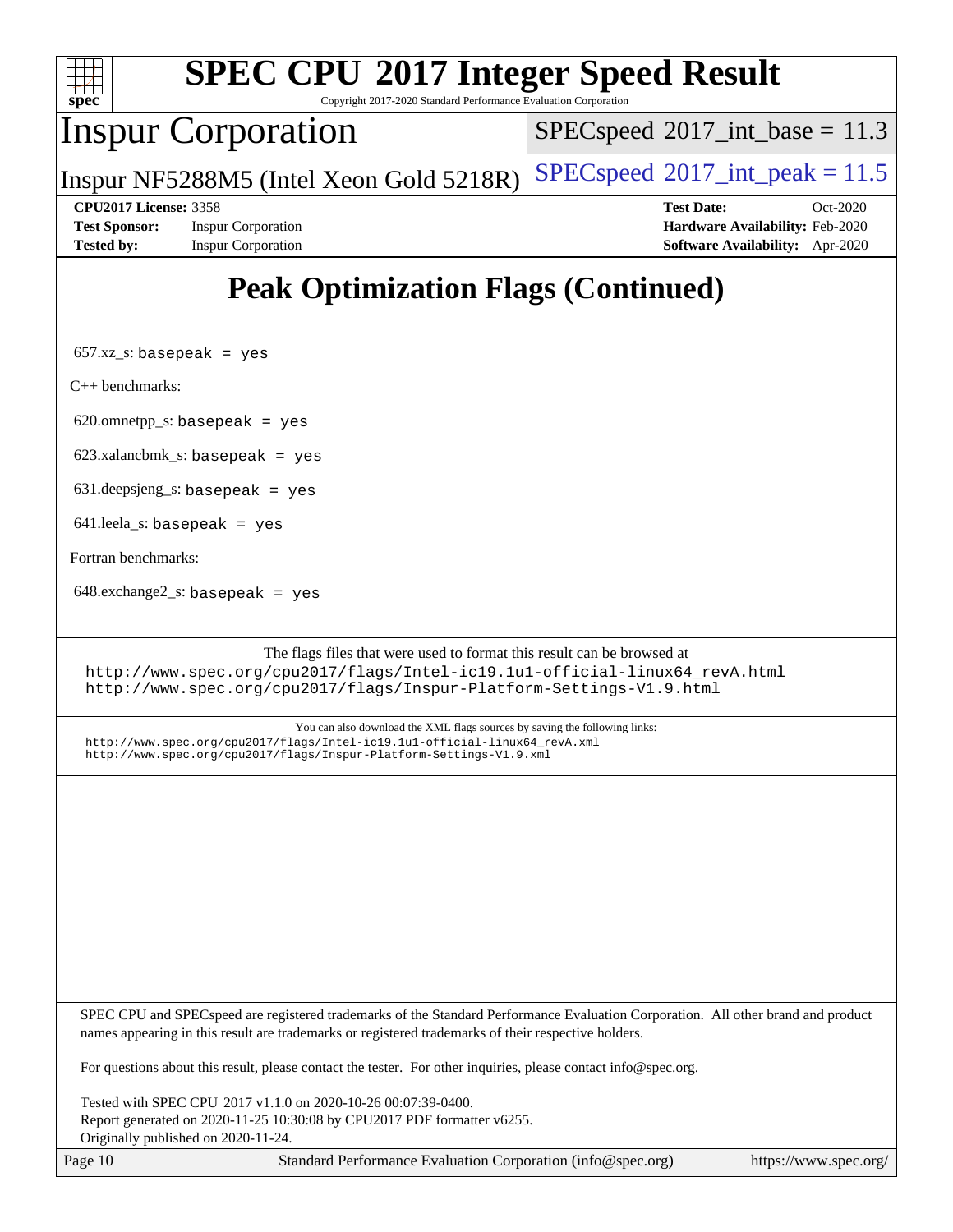# Peak Optimization Flags (Continued)

657.xz_s: basepeak = yes

C++ benchmarks:

620.omnetpp_s: basepeak = yes

623.xalancbmk_s: basepeak = yes

631.deepsjeng_s: basepeak = yes

641.leela_s: basepeak = yes

Fortran benchmarks:

648.exchange2_s: basepeak = yes

The flags files that were used to format this result can be browsed at
http://www.spec.org/cpu2017/flags/Intel-ic19.1u1-official-linux64_revA.html
http://www.spec.org/cpu2017/flags/Inspur-Platform-Settings-V1.9.html

You can also download the XML flags sources by saving the following links:
http://www.spec.org/cpu2017/flags/Intel-ic19.1u1-official-linux64_revA.xml
http://www.spec.org/cpu2017/flags/Inspur-Platform-Settings-V1.9.xml

SPEC CPU and SPECspeed are registered trademarks of the Standard Performance Evaluation Corporation. All other brand and product names appearing in this result are trademarks or registered trademarks of their respective holders.

For questions about this result, please contact the tester. For other inquiries, please contact info@spec.org.

Tested with SPEC CPU 2017 v1.1.0 on 2020-10-26 00:07:39-0400.
Report generated on 2020-11-25 10:30:08 by CPU2017 PDF formatter v6255.
Originally published on 2020-11-24.